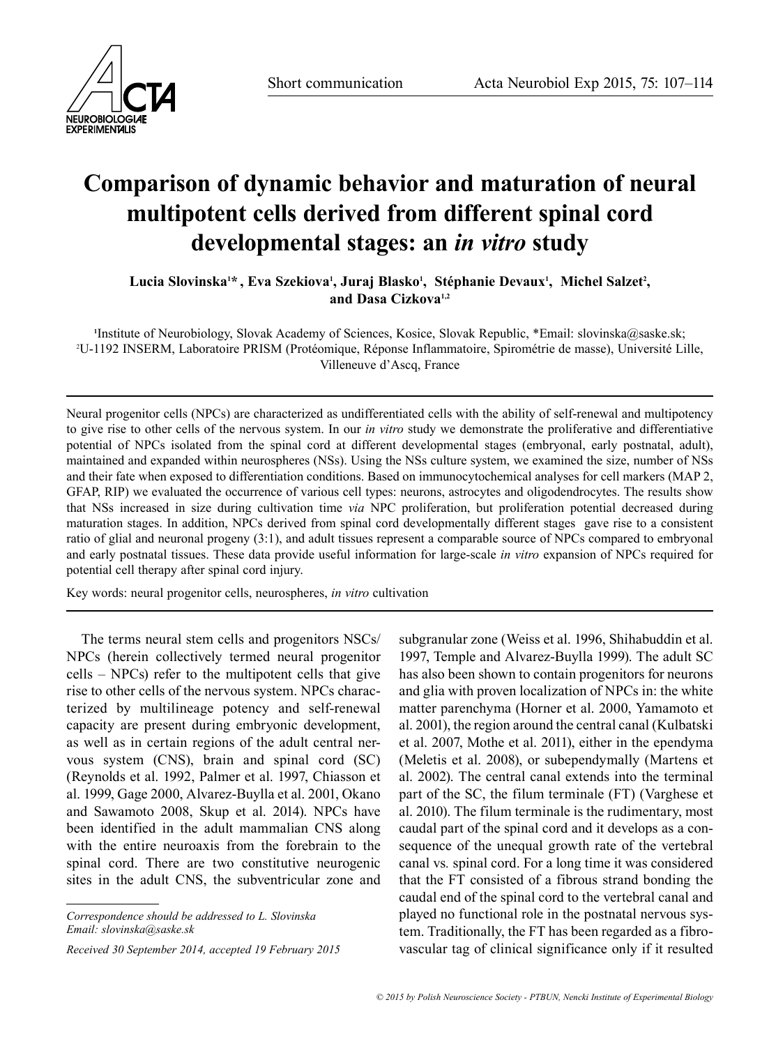Short communication

# Comparison of dynamic behavior and maturation of neural multipotent cells derived from different spinal cord developmental stages: an *in vitro* study

**Lucia Slovinska[1]\*, Eva Szekiova[1], Juraj Blasko[1], Stéphanie Devaux[1], Michel Salzet[2], and Dasa Cizkova[1,2]**

[1]Institute of Neurobiology, Slovak Academy of Sciences, Kosice, Slovak Republic, \*Email: slovinska@saske.sk;
[2]U-1192 INSERM, Laboratoire PRISM (Protéomique, Réponse Inflammatoire, Spirométrie de masse), Université Lille, Villeneuve d'Ascq, France

Neural progenitor cells (NPCs) are characterized as undifferentiated cells with the ability of self-renewal and multipotency to give rise to other cells of the nervous system. In our *in vitro* study we demonstrate the proliferative and differentiative potential of NPCs isolated from the spinal cord at different developmental stages (embryonal, early postnatal, adult), maintained and expanded within neurospheres (NSs). Using the NSs culture system, we examined the size, number of NSs and their fate when exposed to differentiation conditions. Based on immunocytochemical analyses for cell markers (MAP 2, GFAP, RIP) we evaluated the occurrence of various cell types: neurons, astrocytes and oligodendrocytes. The results show that NSs increased in size during cultivation time *via* NPC proliferation, but proliferation potential decreased during maturation stages. In addition, NPCs derived from spinal cord developmentally different stages gave rise to a consistent ratio of glial and neuronal progeny (3:1), and adult tissues represent a comparable source of NPCs compared to embryonal and early postnatal tissues. These data provide useful information for large-scale *in vitro* expansion of NPCs required for potential cell therapy after spinal cord injury.

Key words: neural progenitor cells, neurospheres, *in vitro* cultivation

The terms neural stem cells and progenitors NSCs/NPCs (herein collectively termed neural progenitor cells – NPCs) refer to the multipotent cells that give rise to other cells of the nervous system. NPCs characterized by multilineage potency and self-renewal capacity are present during embryonic development, as well as in certain regions of the adult central nervous system (CNS), brain and spinal cord (SC) (Reynolds et al. 1992, Palmer et al. 1997, Chiasson et al. 1999, Gage 2000, Alvarez-Buylla et al. 2001, Okano and Sawamoto 2008, Skup et al. 2014). NPCs have been identified in the adult mammalian CNS along with the entire neuroaxis from the forebrain to the spinal cord. There are two constitutive neurogenic sites in the adult CNS, the subventricular zone and subgranular zone (Weiss et al. 1996, Shihabuddin et al. 1997, Temple and Alvarez-Buylla 1999). The adult SC has also been shown to contain progenitors for neurons and glia with proven localization of NPCs in: the white matter parenchyma (Horner et al. 2000, Yamamoto et al. 2001), the region around the central canal (Kulbatski et al. 2007, Mothe et al. 2011), either in the ependyma (Meletis et al. 2008), or subependymally (Martens et al. 2002). The central canal extends into the terminal part of the SC, the filum terminale (FT) (Varghese et al. 2010). The filum terminale is the rudimentary, most caudal part of the spinal cord and it develops as a consequence of the unequal growth rate of the vertebral canal vs. spinal cord. For a long time it was considered that the FT consisted of a fibrous strand bonding the caudal end of the spinal cord to the vertebral canal and played no functional role in the postnatal nervous system. Traditionally, the FT has been regarded as a fibrovascular tag of clinical significance only if it resulted

Correspondence should be addressed to L. Slovinska
Email: slovinska@saske.sk

*Received 30 September 2014, accepted 19 February 2015*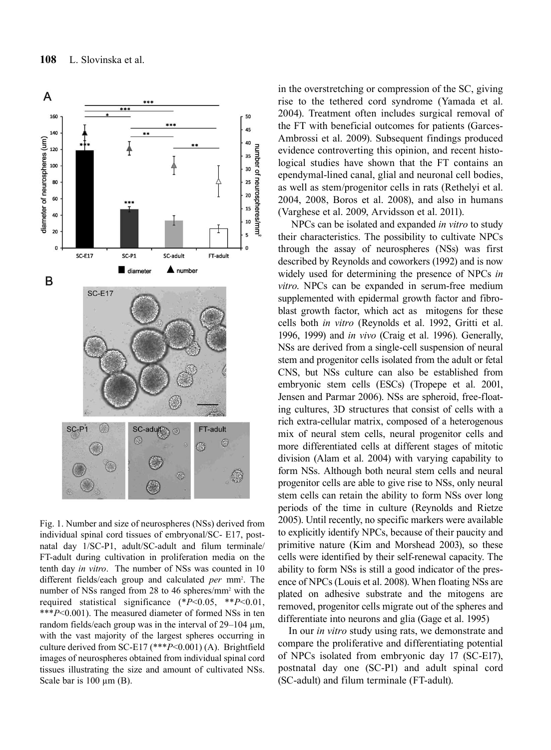Fig. 1. Number and size of neurospheres (NSs) derived from individual spinal cord tissues of embryonal/SC- E17, postnatal day 1/SC-P1, adult/SC-adult and filum terminale/FT-adult during cultivation in proliferation media on the tenth day *in vitro*. The number of NSs was counted in 10 different fields/each group and calculated *per* mm². The number of NSs ranged from 28 to 46 spheres/mm² with the required statistical significance (*$P$<0.05, **$P$<0.01, ***$P$<0.001). The measured diameter of formed NSs in ten random fields/each group was in the interval of 29–104 µm, with the vast majority of the largest spheres occurring in culture derived from SC-E17 (***$P$<0.001) (A). Brightfield images of neurospheres obtained from individual spinal cord tissues illustrating the size and amount of cultivated NSs. Scale bar is 100 µm (B).

in the overstretching or compression of the SC, giving rise to the tethered cord syndrome (Yamada et al. 2004). Treatment often includes surgical removal of the FT with beneficial outcomes for patients (Garces-Ambrossi et al. 2009). Subsequent findings produced evidence controverting this opinion, and recent histological studies have shown that the FT contains an ependymal-lined canal, glial and neuronal cell bodies, as well as stem/progenitor cells in rats (Rethelyi et al. 2004, 2008, Boros et al. 2008), and also in humans (Varghese et al. 2009, Arvidsson et al. 2011).

NPCs can be isolated and expanded *in vitro* to study their characteristics. The possibility to cultivate NPCs through the assay of neurospheres (NSs) was first described by Reynolds and coworkers (1992) and is now widely used for determining the presence of NPCs *in vitro*. NPCs can be expanded in serum-free medium supplemented with epidermal growth factor and fibroblast growth factor, which act as mitogens for these cells both *in vitro* (Reynolds et al. 1992, Gritti et al. 1996, 1999) and *in vivo* (Craig et al. 1996). Generally, NSs are derived from a single-cell suspension of neural stem and progenitor cells isolated from the adult or fetal CNS, but NSs culture can also be established from embryonic stem cells (ESCs) (Tropepe et al. 2001, Jensen and Parmar 2006). NSs are spheroid, free-floating cultures, 3D structures that consist of cells with a rich extra-cellular matrix, composed of a heterogenous mix of neural stem cells, neural progenitor cells and more differentiated cells at different stages of mitotic division (Alam et al. 2004) with varying capability to form NSs. Although both neural stem cells and neural progenitor cells are able to give rise to NSs, only neural stem cells can retain the ability to form NSs over long periods of the time in culture (Reynolds and Rietze 2005). Until recently, no specific markers were available to explicitly identify NPCs, because of their paucity and primitive nature (Kim and Morshead 2003), so these cells were identified by their self-renewal capacity. The ability to form NSs is still a good indicator of the presence of NPCs (Louis et al. 2008). When floating NSs are plated on adhesive substrate and the mitogens are removed, progenitor cells migrate out of the spheres and differentiate into neurons and glia (Gage et al. 1995)

In our *in vitro* study using rats, we demonstrate and compare the proliferative and differentiating potential of NPCs isolated from embryonic day 17 (SC-E17), postnatal day one (SC-P1) and adult spinal cord (SC-adult) and filum terminale (FT-adult).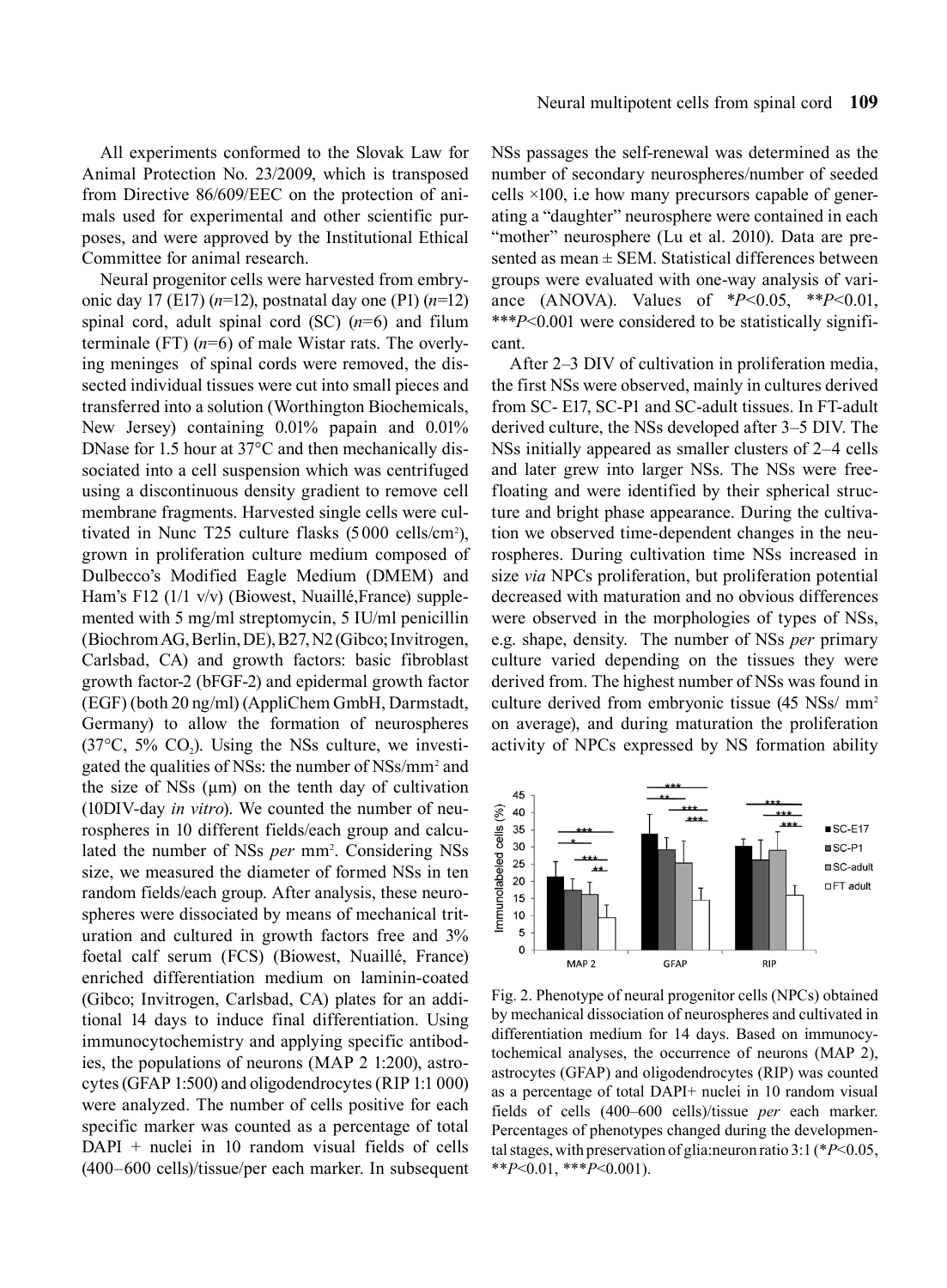All experiments conformed to the Slovak Law for Animal Protection No. 23/2009, which is transposed from Directive 86/609/EEC on the protection of animals used for experimental and other scientific purposes, and were approved by the Institutional Ethical Committee for animal research.

Neural progenitor cells were harvested from embryonic day 17 (E17) (*n*=12), postnatal day one (P1) (*n*=12) spinal cord, adult spinal cord (SC) (*n*=6) and filum terminale (FT) (*n*=6) of male Wistar rats. The overlying meninges of spinal cords were removed, the dissected individual tissues were cut into small pieces and transferred into a solution (Worthington Biochemicals, New Jersey) containing 0.01% papain and 0.01% DNase for 1.5 hour at 37°C and then mechanically dissociated into a cell suspension which was centrifuged using a discontinuous density gradient to remove cell membrane fragments. Harvested single cells were cultivated in Nunc T25 culture flasks (5 000 cells/cm$^2$), grown in proliferation culture medium composed of Dulbecco's Modified Eagle Medium (DMEM) and Ham's F12 (1/1 v/v) (Biowest, Nuaillé,France) supplemented with 5 mg/ml streptomycin, 5 IU/ml penicillin (Biochrom AG, Berlin, DE), B27, N2 (Gibco; Invitrogen, Carlsbad, CA) and growth factors: basic fibroblast growth factor-2 (bFGF-2) and epidermal growth factor (EGF) (both 20 ng/ml) (AppliChem GmbH, Darmstadt, Germany) to allow the formation of neurospheres (37°C, 5% $CO_2$). Using the NSs culture, we investigated the qualities of NSs: the number of NSs/mm$^2$ and the size of NSs (μm) on the tenth day of cultivation (10DIV-day *in vitro*). We counted the number of neurospheres in 10 different fields/each group and calculated the number of NSs *per* mm$^2$. Considering NSs size, we measured the diameter of formed NSs in ten random fields/each group. After analysis, these neurospheres were dissociated by means of mechanical trituration and cultured in growth factors free and 3% foetal calf serum (FCS) (Biowest, Nuaillé, France) enriched differentiation medium on laminin-coated (Gibco; Invitrogen, Carlsbad, CA) plates for an additional 14 days to induce final differentiation. Using immunocytochemistry and applying specific antibodies, the populations of neurons (MAP 2 1:200), astrocytes (GFAP 1:500) and oligodendrocytes (RIP 1:1 000) were analyzed. The number of cells positive for each specific marker was counted as a percentage of total DAPI + nuclei in 10 random visual fields of cells (400–600 cells)/tissue/per each marker. In subsequent NSs passages the self-renewal was determined as the number of secondary neurospheres/number of seeded cells ×100, i.e how many precursors capable of generating a "daughter" neurosphere were contained in each "mother" neurosphere (Lu et al. 2010). Data are presented as mean ± SEM. Statistical differences between groups were evaluated with one-way analysis of variance (ANOVA). Values of *$P<0.05$, **$P<0.01$, ***$P<0.001$ were considered to be statistically significant.

After 2–3 DIV of cultivation in proliferation media, the first NSs were observed, mainly in cultures derived from SC- E17, SC-P1 and SC-adult tissues. In FT-adult derived culture, the NSs developed after 3–5 DIV. The NSs initially appeared as smaller clusters of 2–4 cells and later grew into larger NSs. The NSs were free-floating and were identified by their spherical structure and bright phase appearance. During the cultivation we observed time-dependent changes in the neurospheres. During cultivation time NSs increased in size *via* NPCs proliferation, but proliferation potential decreased with maturation and no obvious differences were observed in the morphologies of types of NSs, e.g. shape, density. The number of NSs *per* primary culture varied depending on the tissues they were derived from. The highest number of NSs was found in culture derived from embryonic tissue (45 NSs/ mm$^2$ on average), and during maturation the proliferation activity of NPCs expressed by NS formation ability

Fig. 2. Phenotype of neural progenitor cells (NPCs) obtained by mechanical dissociation of neurospheres and cultivated in differentiation medium for 14 days. Based on immunocytochemical analyses, the occurrence of neurons (MAP 2), astrocytes (GFAP) and oligodendrocytes (RIP) was counted as a percentage of total DAPI+ nuclei in 10 random visual fields of cells (400–600 cells)/tissue *per* each marker. Percentages of phenotypes changed during the developmental stages, with preservation of glia:neuron ratio 3:1 (*$P<0.05$, **$P<0.01$, ***$P<0.001$).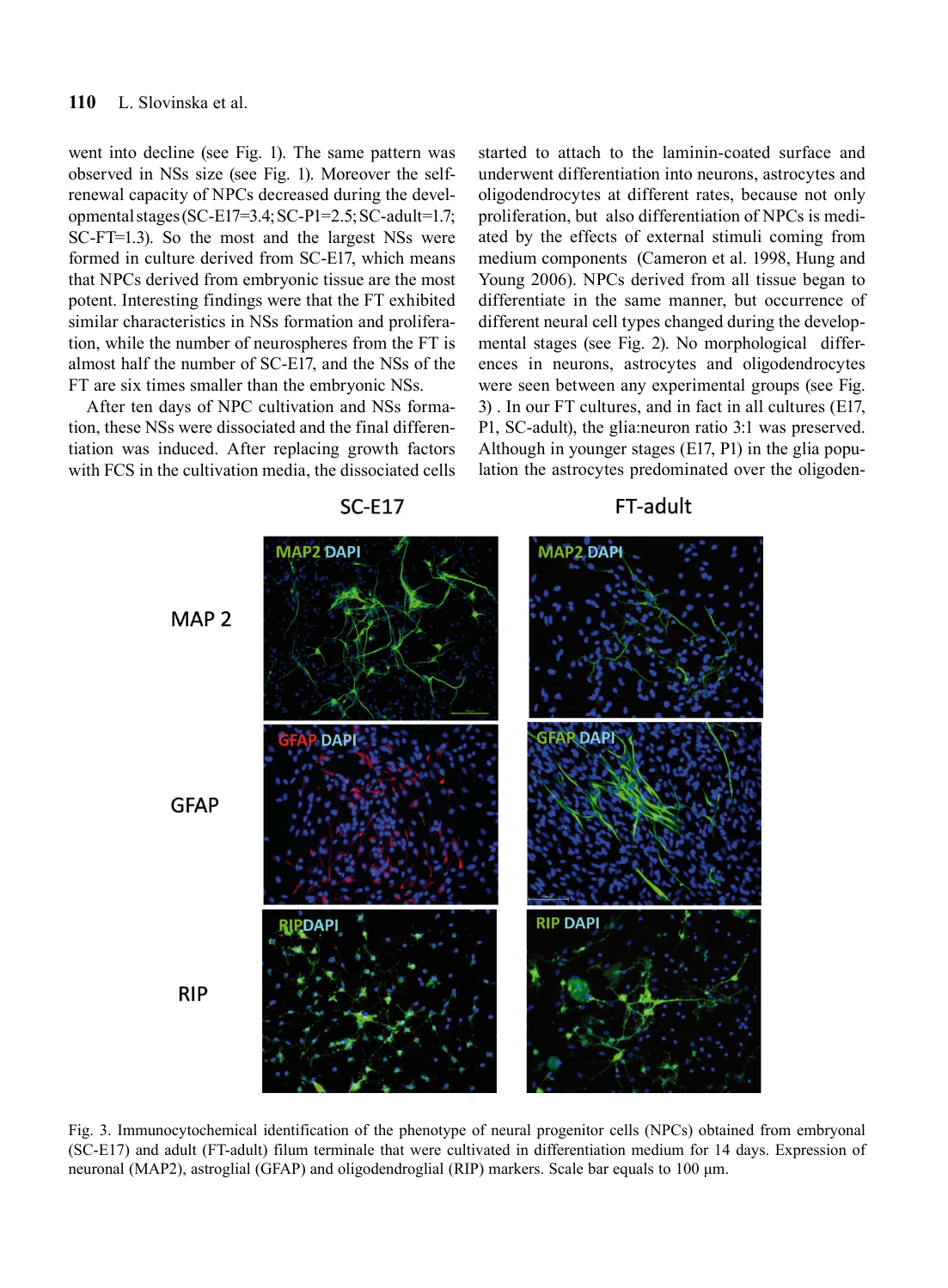went into decline (see Fig. 1). The same pattern was observed in NSs size (see Fig. 1). Moreover the self-renewal capacity of NPCs decreased during the developmental stages (SC-E17=3.4; SC-P1=2.5; SC-adult=1.7; SC-FT=1.3). So the most and the largest NSs were formed in culture derived from SC-E17, which means that NPCs derived from embryonic tissue are the most potent. Interesting findings were that the FT exhibited similar characteristics in NSs formation and proliferation, while the number of neurospheres from the FT is almost half the number of SC-E17, and the NSs of the FT are six times smaller than the embryonic NSs.

After ten days of NPC cultivation and NSs formation, these NSs were dissociated and the final differentiation was induced. After replacing growth factors with FCS in the cultivation media, the dissociated cells started to attach to the laminin-coated surface and underwent differentiation into neurons, astrocytes and oligodendrocytes at different rates, because not only proliferation, but also differentiation of NPCs is mediated by the effects of external stimuli coming from medium components (Cameron et al. 1998, Hung and Young 2006). NPCs derived from all tissue began to differentiate in the same manner, but occurrence of different neural cell types changed during the developmental stages (see Fig. 2). No morphological differences in neurons, astrocytes and oligodendrocytes were seen between any experimental groups (see Fig. 3) . In our FT cultures, and in fact in all cultures (E17, P1, SC-adult), the glia:neuron ratio 3:1 was preserved. Although in younger stages (E17, P1) in the glia population the astrocytes predominated over the oligoden-

Fig. 3. Immunocytochemical identification of the phenotype of neural progenitor cells (NPCs) obtained from embryonal (SC-E17) and adult (FT-adult) filum terminale that were cultivated in differentiation medium for 14 days. Expression of neuronal (MAP2), astroglial (GFAP) and oligodendroglial (RIP) markers. Scale bar equals to 100 µm.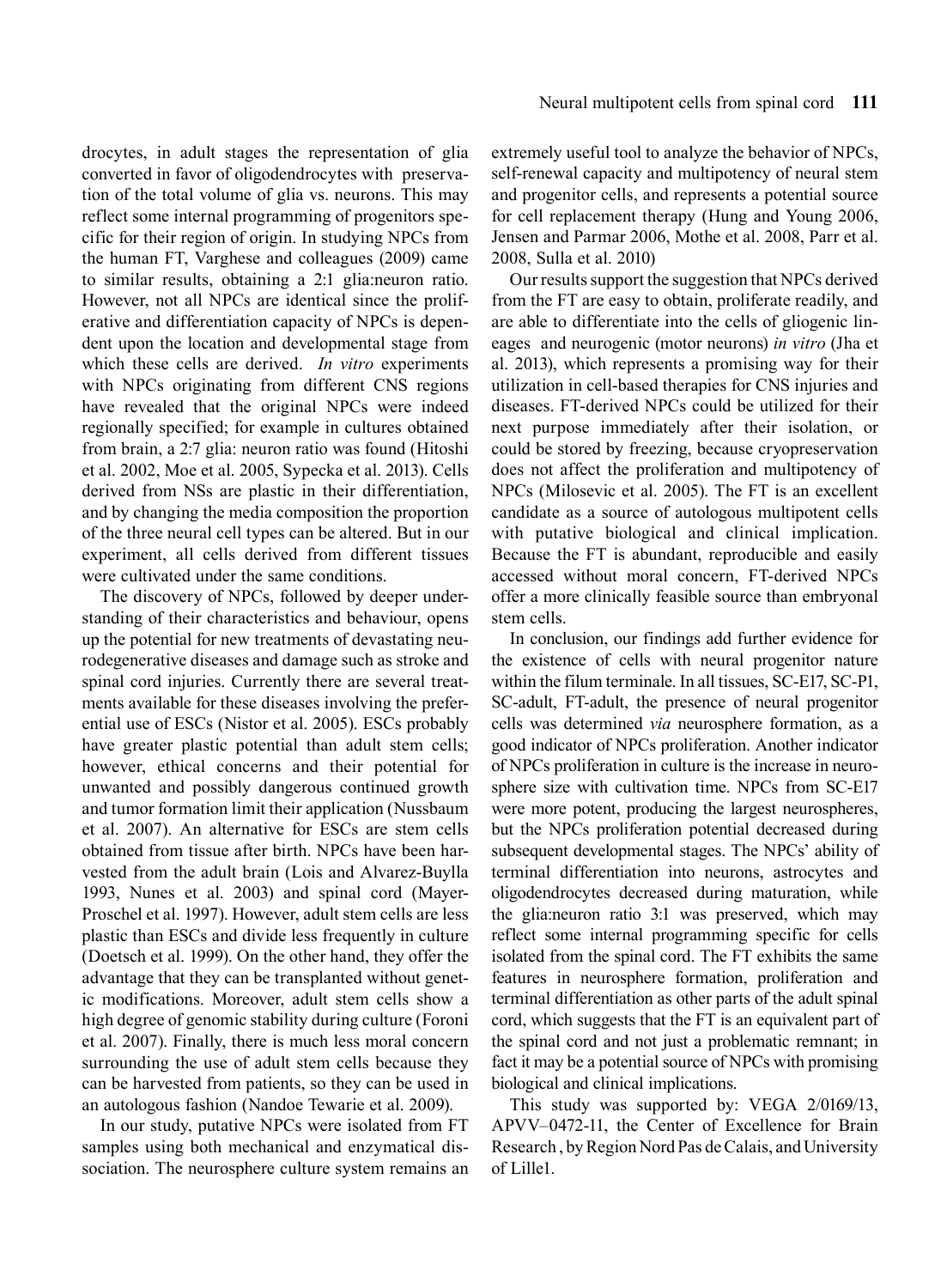drocytes, in adult stages the representation of glia converted in favor of oligodendrocytes with preservation of the total volume of glia vs. neurons. This may reflect some internal programming of progenitors specific for their region of origin. In studying NPCs from the human FT, Varghese and colleagues (2009) came to similar results, obtaining a 2:1 glia:neuron ratio. However, not all NPCs are identical since the proliferative and differentiation capacity of NPCs is dependent upon the location and developmental stage from which these cells are derived. *In vitro* experiments with NPCs originating from different CNS regions have revealed that the original NPCs were indeed regionally specified; for example in cultures obtained from brain, a 2:7 glia: neuron ratio was found (Hitoshi et al. 2002, Moe et al. 2005, Sypecka et al. 2013). Cells derived from NSs are plastic in their differentiation, and by changing the media composition the proportion of the three neural cell types can be altered. But in our experiment, all cells derived from different tissues were cultivated under the same conditions.

The discovery of NPCs, followed by deeper understanding of their characteristics and behaviour, opens up the potential for new treatments of devastating neurodegenerative diseases and damage such as stroke and spinal cord injuries. Currently there are several treatments available for these diseases involving the preferential use of ESCs (Nistor et al. 2005). ESCs probably have greater plastic potential than adult stem cells; however, ethical concerns and their potential for unwanted and possibly dangerous continued growth and tumor formation limit their application (Nussbaum et al. 2007). An alternative for ESCs are stem cells obtained from tissue after birth. NPCs have been harvested from the adult brain (Lois and Alvarez-Buylla 1993, Nunes et al. 2003) and spinal cord (Mayer-Proschel et al. 1997). However, adult stem cells are less plastic than ESCs and divide less frequently in culture (Doetsch et al. 1999). On the other hand, they offer the advantage that they can be transplanted without genetic modifications. Moreover, adult stem cells show a high degree of genomic stability during culture (Foroni et al. 2007). Finally, there is much less moral concern surrounding the use of adult stem cells because they can be harvested from patients, so they can be used in an autologous fashion (Nandoe Tewarie et al. 2009).

In our study, putative NPCs were isolated from FT samples using both mechanical and enzymatical dissociation. The neurosphere culture system remains an extremely useful tool to analyze the behavior of NPCs, self-renewal capacity and multipotency of neural stem and progenitor cells, and represents a potential source for cell replacement therapy (Hung and Young 2006, Jensen and Parmar 2006, Mothe et al. 2008, Parr et al. 2008, Sulla et al. 2010)

Our results support the suggestion that NPCs derived from the FT are easy to obtain, proliferate readily, and are able to differentiate into the cells of gliogenic lineages and neurogenic (motor neurons) *in vitro* (Jha et al. 2013), which represents a promising way for their utilization in cell-based therapies for CNS injuries and diseases. FT-derived NPCs could be utilized for their next purpose immediately after their isolation, or could be stored by freezing, because cryopreservation does not affect the proliferation and multipotency of NPCs (Milosevic et al. 2005). The FT is an excellent candidate as a source of autologous multipotent cells with putative biological and clinical implication. Because the FT is abundant, reproducible and easily accessed without moral concern, FT-derived NPCs offer a more clinically feasible source than embryonal stem cells.

In conclusion, our findings add further evidence for the existence of cells with neural progenitor nature within the filum terminale. In all tissues, SC-E17, SC-P1, SC-adult, FT-adult, the presence of neural progenitor cells was determined *via* neurosphere formation, as a good indicator of NPCs proliferation. Another indicator of NPCs proliferation in culture is the increase in neurosphere size with cultivation time. NPCs from SC-E17 were more potent, producing the largest neurospheres, but the NPCs proliferation potential decreased during subsequent developmental stages. The NPCs' ability of terminal differentiation into neurons, astrocytes and oligodendrocytes decreased during maturation, while the glia:neuron ratio 3:1 was preserved, which may reflect some internal programming specific for cells isolated from the spinal cord. The FT exhibits the same features in neurosphere formation, proliferation and terminal differentiation as other parts of the adult spinal cord, which suggests that the FT is an equivalent part of the spinal cord and not just a problematic remnant; in fact it may be a potential source of NPCs with promising biological and clinical implications.

This study was supported by: VEGA 2/0169/13, APVV–0472-11, the Center of Excellence for Brain Research , by Region Nord Pas de Calais, and University of Lille1.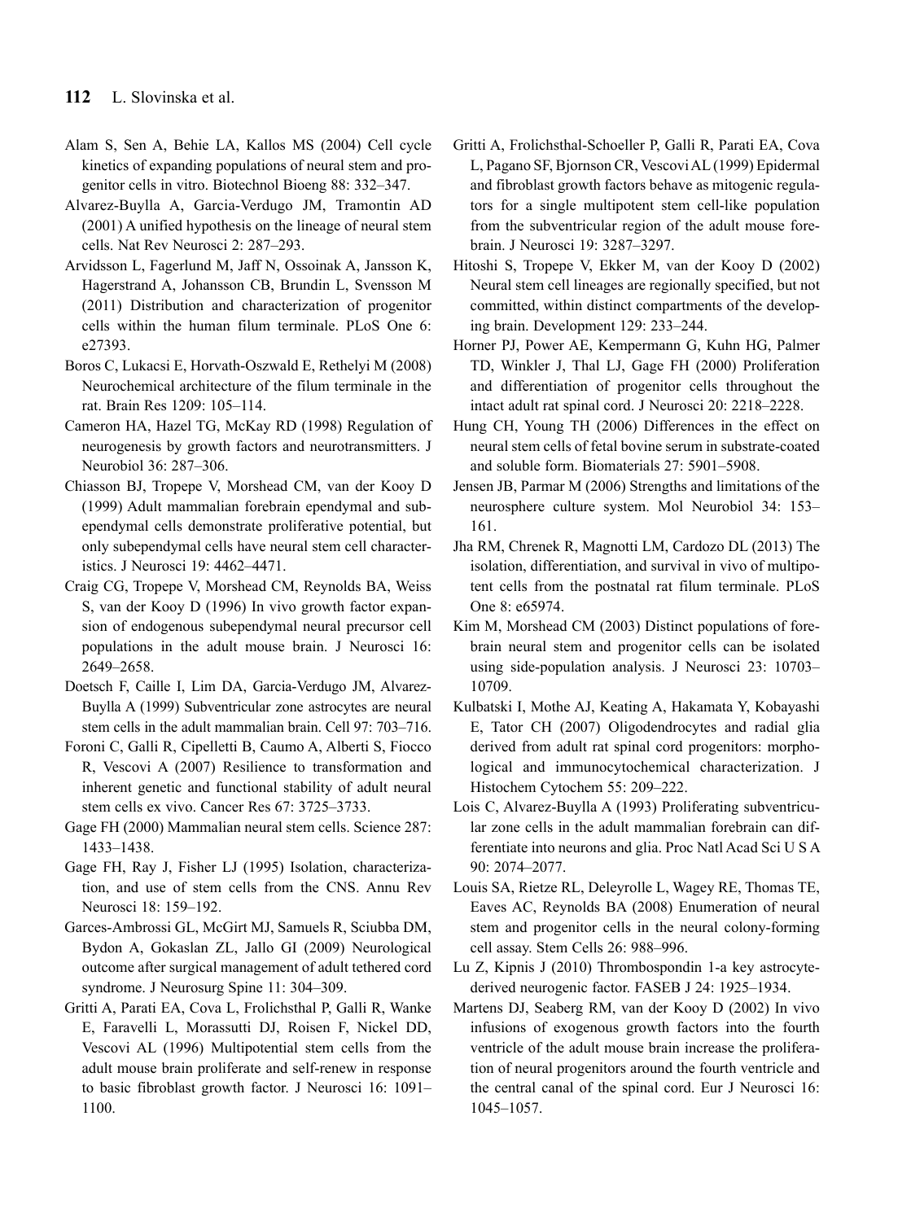Alam S, Sen A, Behie LA, Kallos MS (2004) Cell cycle kinetics of expanding populations of neural stem and progenitor cells in vitro. Biotechnol Bioeng 88: 332–347.

Alvarez-Buylla A, Garcia-Verdugo JM, Tramontin AD (2001) A unified hypothesis on the lineage of neural stem cells. Nat Rev Neurosci 2: 287–293.

Arvidsson L, Fagerlund M, Jaff N, Ossoinak A, Jansson K, Hagerstrand A, Johansson CB, Brundin L, Svensson M (2011) Distribution and characterization of progenitor cells within the human filum terminale. PLoS One 6: e27393.

Boros C, Lukacsi E, Horvath-Oszwald E, Rethelyi M (2008) Neurochemical architecture of the filum terminale in the rat. Brain Res 1209: 105–114.

Cameron HA, Hazel TG, McKay RD (1998) Regulation of neurogenesis by growth factors and neurotransmitters. J Neurobiol 36: 287–306.

Chiasson BJ, Tropepe V, Morshead CM, van der Kooy D (1999) Adult mammalian forebrain ependymal and subependymal cells demonstrate proliferative potential, but only subependymal cells have neural stem cell characteristics. J Neurosci 19: 4462–4471.

Craig CG, Tropepe V, Morshead CM, Reynolds BA, Weiss S, van der Kooy D (1996) In vivo growth factor expansion of endogenous subependymal neural precursor cell populations in the adult mouse brain. J Neurosci 16: 2649–2658.

Doetsch F, Caille I, Lim DA, Garcia-Verdugo JM, Alvarez-Buylla A (1999) Subventricular zone astrocytes are neural stem cells in the adult mammalian brain. Cell 97: 703–716.

Foroni C, Galli R, Cipelletti B, Caumo A, Alberti S, Fiocco R, Vescovi A (2007) Resilience to transformation and inherent genetic and functional stability of adult neural stem cells ex vivo. Cancer Res 67: 3725–3733.

Gage FH (2000) Mammalian neural stem cells. Science 287: 1433–1438.

Gage FH, Ray J, Fisher LJ (1995) Isolation, characterization, and use of stem cells from the CNS. Annu Rev Neurosci 18: 159–192.

Garces-Ambrossi GL, McGirt MJ, Samuels R, Sciubba DM, Bydon A, Gokaslan ZL, Jallo GI (2009) Neurological outcome after surgical management of adult tethered cord syndrome. J Neurosurg Spine 11: 304–309.

Gritti A, Parati EA, Cova L, Frolichsthal P, Galli R, Wanke E, Faravelli L, Morassutti DJ, Roisen F, Nickel DD, Vescovi AL (1996) Multipotential stem cells from the adult mouse brain proliferate and self-renew in response to basic fibroblast growth factor. J Neurosci 16: 1091–1100.

Gritti A, Frolichsthal-Schoeller P, Galli R, Parati EA, Cova L, Pagano SF, Bjornson CR, Vescovi AL (1999) Epidermal and fibroblast growth factors behave as mitogenic regulators for a single multipotent stem cell-like population from the subventricular region of the adult mouse forebrain. J Neurosci 19: 3287–3297.

Hitoshi S, Tropepe V, Ekker M, van der Kooy D (2002) Neural stem cell lineages are regionally specified, but not committed, within distinct compartments of the developing brain. Development 129: 233–244.

Horner PJ, Power AE, Kempermann G, Kuhn HG, Palmer TD, Winkler J, Thal LJ, Gage FH (2000) Proliferation and differentiation of progenitor cells throughout the intact adult rat spinal cord. J Neurosci 20: 2218–2228.

Hung CH, Young TH (2006) Differences in the effect on neural stem cells of fetal bovine serum in substrate-coated and soluble form. Biomaterials 27: 5901–5908.

Jensen JB, Parmar M (2006) Strengths and limitations of the neurosphere culture system. Mol Neurobiol 34: 153–161.

Jha RM, Chrenek R, Magnotti LM, Cardozo DL (2013) The isolation, differentiation, and survival in vivo of multipotent cells from the postnatal rat filum terminale. PLoS One 8: e65974.

Kim M, Morshead CM (2003) Distinct populations of forebrain neural stem and progenitor cells can be isolated using side-population analysis. J Neurosci 23: 10703–10709.

Kulbatski I, Mothe AJ, Keating A, Hakamata Y, Kobayashi E, Tator CH (2007) Oligodendrocytes and radial glia derived from adult rat spinal cord progenitors: morphological and immunocytochemical characterization. J Histochem Cytochem 55: 209–222.

Lois C, Alvarez-Buylla A (1993) Proliferating subventricular zone cells in the adult mammalian forebrain can differentiate into neurons and glia. Proc Natl Acad Sci U S A 90: 2074–2077.

Louis SA, Rietze RL, Deleyrolle L, Wagey RE, Thomas TE, Eaves AC, Reynolds BA (2008) Enumeration of neural stem and progenitor cells in the neural colony-forming cell assay. Stem Cells 26: 988–996.

Lu Z, Kipnis J (2010) Thrombospondin 1-a key astrocyte-derived neurogenic factor. FASEB J 24: 1925–1934.

Martens DJ, Seaberg RM, van der Kooy D (2002) In vivo infusions of exogenous growth factors into the fourth ventricle of the adult mouse brain increase the proliferation of neural progenitors around the fourth ventricle and the central canal of the spinal cord. Eur J Neurosci 16: 1045–1057.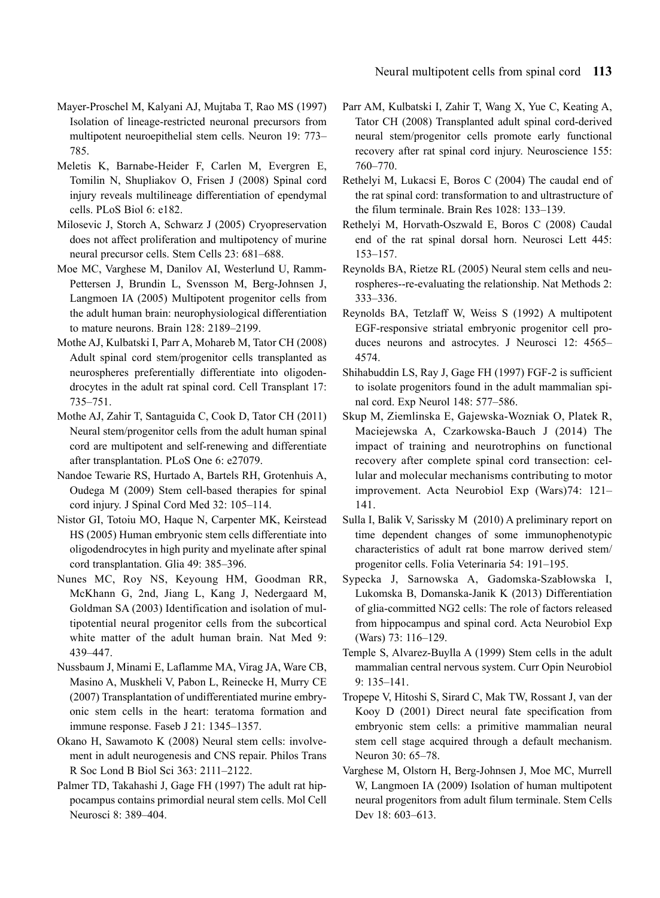Mayer-Proschel M, Kalyani AJ, Mujtaba T, Rao MS (1997) Isolation of lineage-restricted neuronal precursors from multipotent neuroepithelial stem cells. Neuron 19: 773–785.

Meletis K, Barnabe-Heider F, Carlen M, Evergren E, Tomilin N, Shupliakov O, Frisen J (2008) Spinal cord injury reveals multilineage differentiation of ependymal cells. PLoS Biol 6: e182.

Milosevic J, Storch A, Schwarz J (2005) Cryopreservation does not affect proliferation and multipotency of murine neural precursor cells. Stem Cells 23: 681–688.

Moe MC, Varghese M, Danilov AI, Westerlund U, Ramm-Pettersen J, Brundin L, Svensson M, Berg-Johnsen J, Langmoen IA (2005) Multipotent progenitor cells from the adult human brain: neurophysiological differentiation to mature neurons. Brain 128: 2189–2199.

Mothe AJ, Kulbatski I, Parr A, Mohareb M, Tator CH (2008) Adult spinal cord stem/progenitor cells transplanted as neurospheres preferentially differentiate into oligodendrocytes in the adult rat spinal cord. Cell Transplant 17: 735–751.

Mothe AJ, Zahir T, Santaguida C, Cook D, Tator CH (2011) Neural stem/progenitor cells from the adult human spinal cord are multipotent and self-renewing and differentiate after transplantation. PLoS One 6: e27079.

Nandoe Tewarie RS, Hurtado A, Bartels RH, Grotenhuis A, Oudega M (2009) Stem cell-based therapies for spinal cord injury. J Spinal Cord Med 32: 105–114.

Nistor GI, Totoiu MO, Haque N, Carpenter MK, Keirstead HS (2005) Human embryonic stem cells differentiate into oligodendrocytes in high purity and myelinate after spinal cord transplantation. Glia 49: 385–396.

Nunes MC, Roy NS, Keyoung HM, Goodman RR, McKhann G, 2nd, Jiang L, Kang J, Nedergaard M, Goldman SA (2003) Identification and isolation of multipotential neural progenitor cells from the subcortical white matter of the adult human brain. Nat Med 9: 439–447.

Nussbaum J, Minami E, Laflamme MA, Virag JA, Ware CB, Masino A, Muskheli V, Pabon L, Reinecke H, Murry CE (2007) Transplantation of undifferentiated murine embryonic stem cells in the heart: teratoma formation and immune response. Faseb J 21: 1345–1357.

Okano H, Sawamoto K (2008) Neural stem cells: involvement in adult neurogenesis and CNS repair. Philos Trans R Soc Lond B Biol Sci 363: 2111–2122.

Palmer TD, Takahashi J, Gage FH (1997) The adult rat hippocampus contains primordial neural stem cells. Mol Cell Neurosci 8: 389–404.

Parr AM, Kulbatski I, Zahir T, Wang X, Yue C, Keating A, Tator CH (2008) Transplanted adult spinal cord-derived neural stem/progenitor cells promote early functional recovery after rat spinal cord injury. Neuroscience 155: 760–770.

Rethelyi M, Lukacsi E, Boros C (2004) The caudal end of the rat spinal cord: transformation to and ultrastructure of the filum terminale. Brain Res 1028: 133–139.

Rethelyi M, Horvath-Oszwald E, Boros C (2008) Caudal end of the rat spinal dorsal horn. Neurosci Lett 445: 153–157.

Reynolds BA, Rietze RL (2005) Neural stem cells and neurospheres--re-evaluating the relationship. Nat Methods 2: 333–336.

Reynolds BA, Tetzlaff W, Weiss S (1992) A multipotent EGF-responsive striatal embryonic progenitor cell produces neurons and astrocytes. J Neurosci 12: 4565–4574.

Shihabuddin LS, Ray J, Gage FH (1997) FGF-2 is sufficient to isolate progenitors found in the adult mammalian spinal cord. Exp Neurol 148: 577–586.

Skup M, Ziemlinska E, Gajewska-Wozniak O, Platek R, Maciejewska A, Czarkowska-Bauch J (2014) The impact of training and neurotrophins on functional recovery after complete spinal cord transection: cellular and molecular mechanisms contributing to motor improvement. Acta Neurobiol Exp (Wars)74: 121–141.

Sulla I, Balik V, Sarissky M (2010) A preliminary report on time dependent changes of some immunophenotypic characteristics of adult rat bone marrow derived stem/progenitor cells. Folia Veterinaria 54: 191–195.

Sypecka J, Sarnowska A, Gadomska-Szabłowska I, Lukomska B, Domanska-Janik K (2013) Differentiation of glia-committed NG2 cells: The role of factors released from hippocampus and spinal cord. Acta Neurobiol Exp (Wars) 73: 116–129.

Temple S, Alvarez-Buylla A (1999) Stem cells in the adult mammalian central nervous system. Curr Opin Neurobiol 9: 135–141.

Tropepe V, Hitoshi S, Sirard C, Mak TW, Rossant J, van der Kooy D (2001) Direct neural fate specification from embryonic stem cells: a primitive mammalian neural stem cell stage acquired through a default mechanism. Neuron 30: 65–78.

Varghese M, Olstorn H, Berg-Johnsen J, Moe MC, Murrell W, Langmoen IA (2009) Isolation of human multipotent neural progenitors from adult filum terminale. Stem Cells Dev 18: 603–613.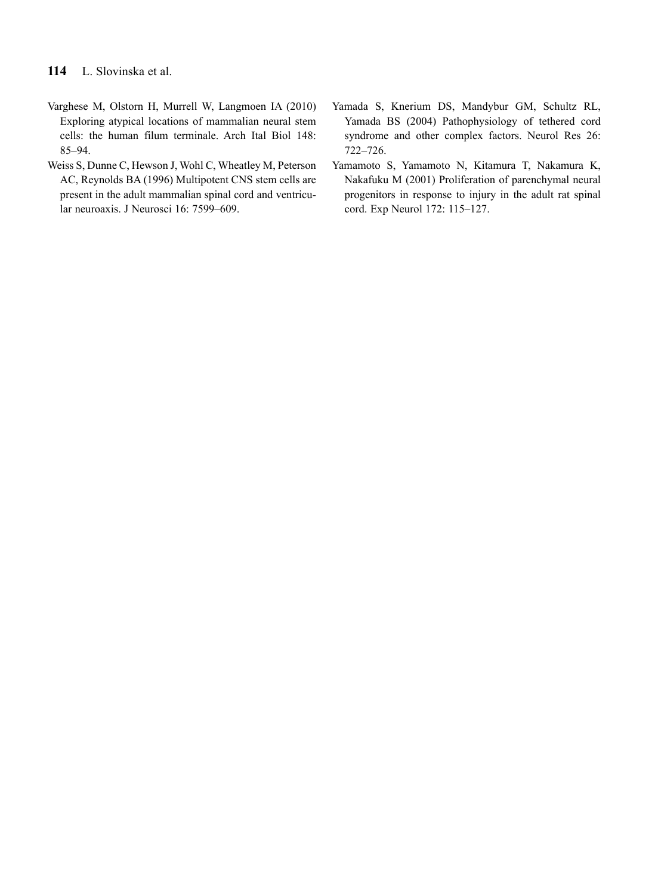Varghese M, Olstorn H, Murrell W, Langmoen IA (2010) Exploring atypical locations of mammalian neural stem cells: the human filum terminale. Arch Ital Biol 148: 85–94.

Weiss S, Dunne C, Hewson J, Wohl C, Wheatley M, Peterson AC, Reynolds BA (1996) Multipotent CNS stem cells are present in the adult mammalian spinal cord and ventricular neuroaxis. J Neurosci 16: 7599–609.

Yamada S, Knerium DS, Mandybur GM, Schultz RL, Yamada BS (2004) Pathophysiology of tethered cord syndrome and other complex factors. Neurol Res 26: 722–726.

Yamamoto S, Yamamoto N, Kitamura T, Nakamura K, Nakafuku M (2001) Proliferation of parenchymal neural progenitors in response to injury in the adult rat spinal cord. Exp Neurol 172: 115–127.